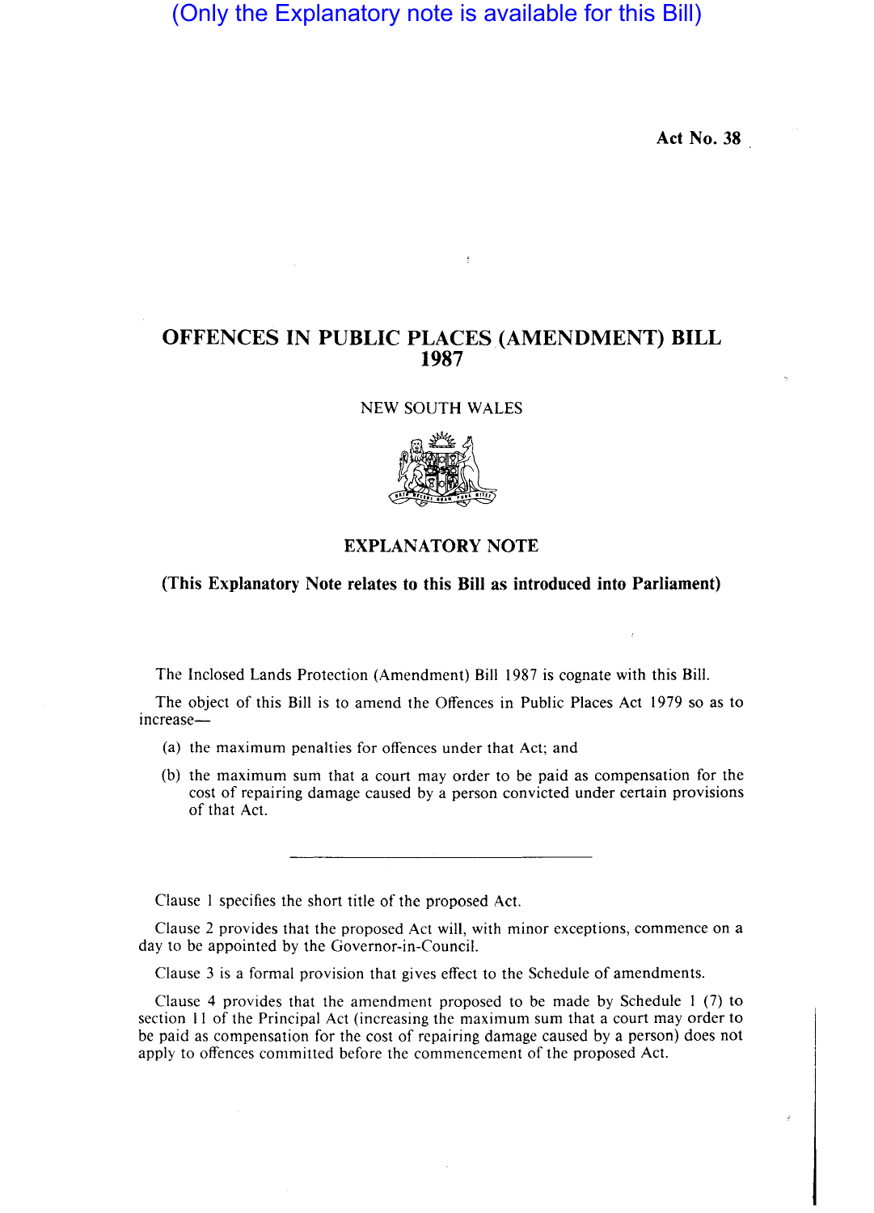(Only the Explanatory note is available for this Bill)

Act No. 38

# OFFENCES IN PUBLIC PLACES (AMENDMENT) BILL 1987

NEW SOUTH WALES

## EXPLANATORY NOTE

**(This Explanatory Note relates to this Bill as introduced into Parliament)**

The Inclosed Lands Protection (Amendment) Bill 1987 is cognate with this Bill.

The object of this Bill is to amend the Offences in Public Places Act 1979 so as to increase—

(a) the maximum penalties for offences under that Act; and

(b) the maximum sum that a court may order to be paid as compensation for the cost of repairing damage caused by a person convicted under certain provisions of that Act.

---

Clause 1 specifies the short title of the proposed Act.

Clause 2 provides that the proposed Act will, with minor exceptions, commence on a day to be appointed by the Governor-in-Council.

Clause 3 is a formal provision that gives effect to the Schedule of amendments.

Clause 4 provides that the amendment proposed to be made by Schedule 1 (7) to section 11 of the Principal Act (increasing the maximum sum that a court may order to be paid as compensation for the cost of repairing damage caused by a person) does not apply to offences committed before the commencement of the proposed Act.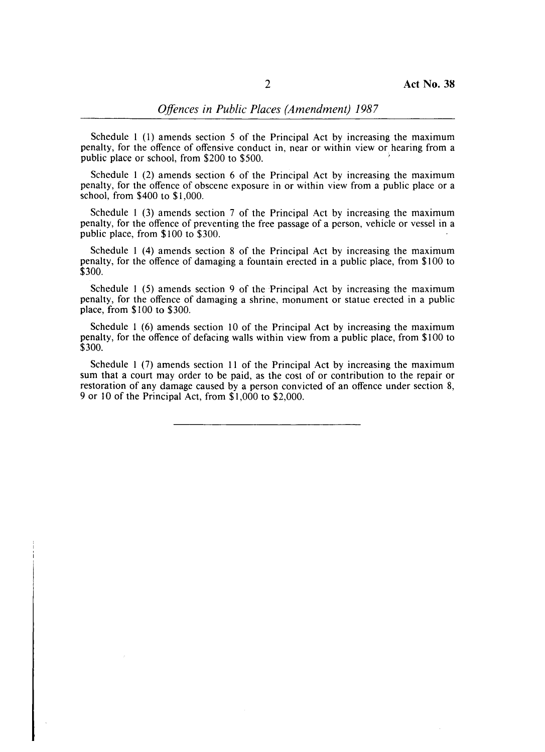Schedule 1 (1) amends section 5 of the Principal Act by increasing the maximum penalty, for the offence of offensive conduct in, near or within view or hearing from a public place or school, from $200 to $500.

Schedule 1 (2) amends section 6 of the Principal Act by increasing the maximum penalty, for the offence of obscene exposure in or within view from a public place or a school, from $400 to $1,000.

Schedule 1 (3) amends section 7 of the Principal Act by increasing the maximum penalty, for the offence of preventing the free passage of a person, vehicle or vessel in a public place, from $100 to $300.

Schedule 1 (4) amends section 8 of the Principal Act by increasing the maximum penalty, for the offence of damaging a fountain erected in a public place, from $100 to $300.

Schedule 1 (5) amends section 9 of the Principal Act by increasing the maximum penalty, for the offence of damaging a shrine, monument or statue erected in a public place, from $100 to $300.

Schedule 1 (6) amends section 10 of the Principal Act by increasing the maximum penalty, for the offence of defacing walls within view from a public place, from $100 to $300.

Schedule 1 (7) amends section 11 of the Principal Act by increasing the maximum sum that a court may order to be paid, as the cost of or contribution to the repair or restoration of any damage caused by a person convicted of an offence under section 8, 9 or 10 of the Principal Act, from $1,000 to $2,000.